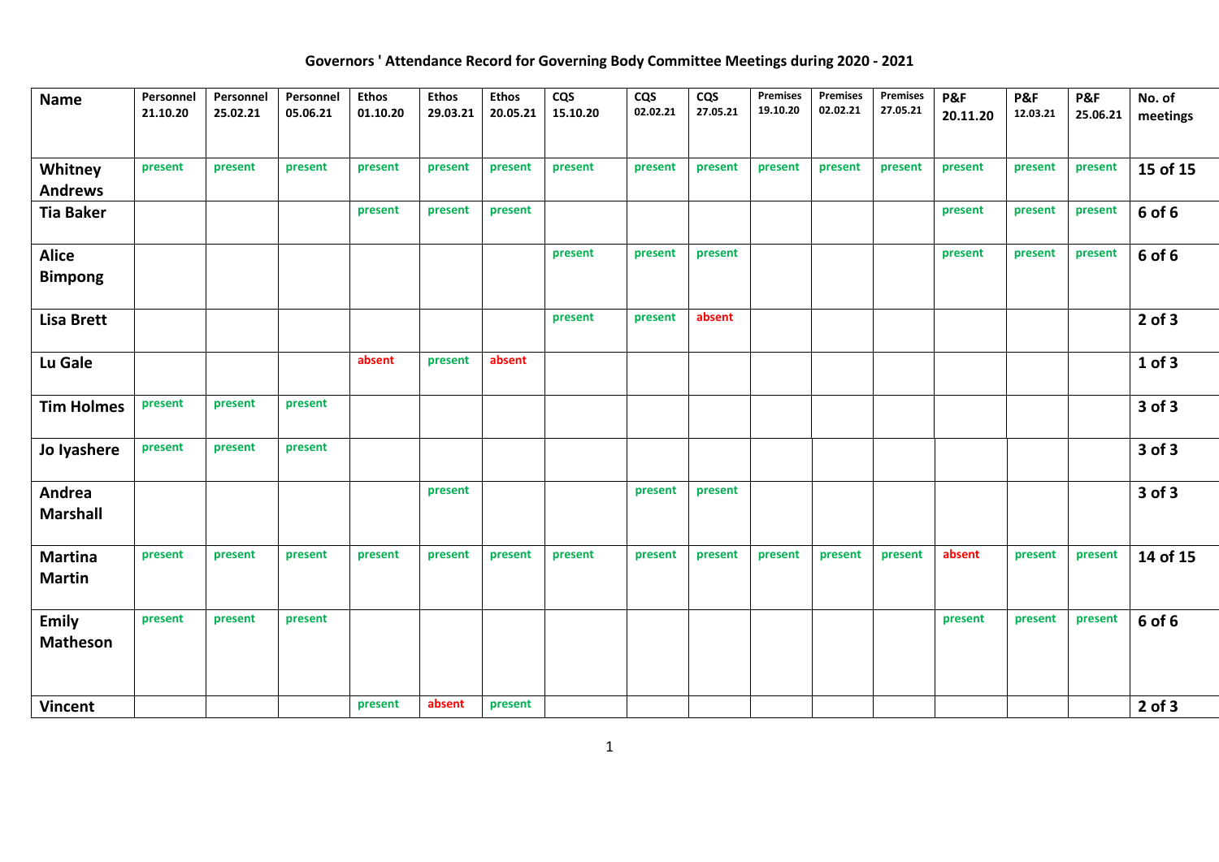# Governors ' Attendance Record for Governing Body Committee Meetings during 2020 - 2021

| Name | Personnel 21.10.20 | Personnel 25.02.21 | Personnel 05.06.21 | Ethos 01.10.20 | Ethos 29.03.21 | Ethos 20.05.21 | CQS 15.10.20 | CQS 02.02.21 | CQS 27.05.21 | Premises 19.10.20 | Premises 02.02.21 | Premises 27.05.21 | P&F 20.11.20 | P&F 12.03.21 | P&F 25.06.21 | No. of meetings |
|---|---|---|---|---|---|---|---|---|---|---|---|---|---|---|---|---|
| **Whitney Andrews** | present | present | present | present | present | present | present | present | present | present | present | present | present | present | present | **15 of 15** |
| **Tia Baker** | | | | present | present | present | | | | | | | present | present | present | **6 of 6** |
| **Alice Bimpong** | | | | | | | present | present | present | | | | present | present | present | **6 of 6** |
| **Lisa Brett** | | | | | | | present | present | absent | | | | | | | **2 of 3** |
| **Lu Gale** | | | | absent | present | absent | | | | | | | | | | **1 of 3** |
| **Tim Holmes** | present | present | present | | | | | | | | | | | | | **3 of 3** |
| **Jo Iyashere** | present | present | present | | | | | | | | | | | | | **3 of 3** |
| **Andrea Marshall** | | | | | present | | | present | present | | | | | | | **3 of 3** |
| **Martina Martin** | present | present | present | present | present | present | present | present | present | present | present | present | absent | present | present | **14 of 15** |
| **Emily Matheson** | present | present | present | | | | | | | | | | present | present | present | **6 of 6** |
| **Vincent** | | | | present | absent | present | | | | | | | | | | **2 of 3** |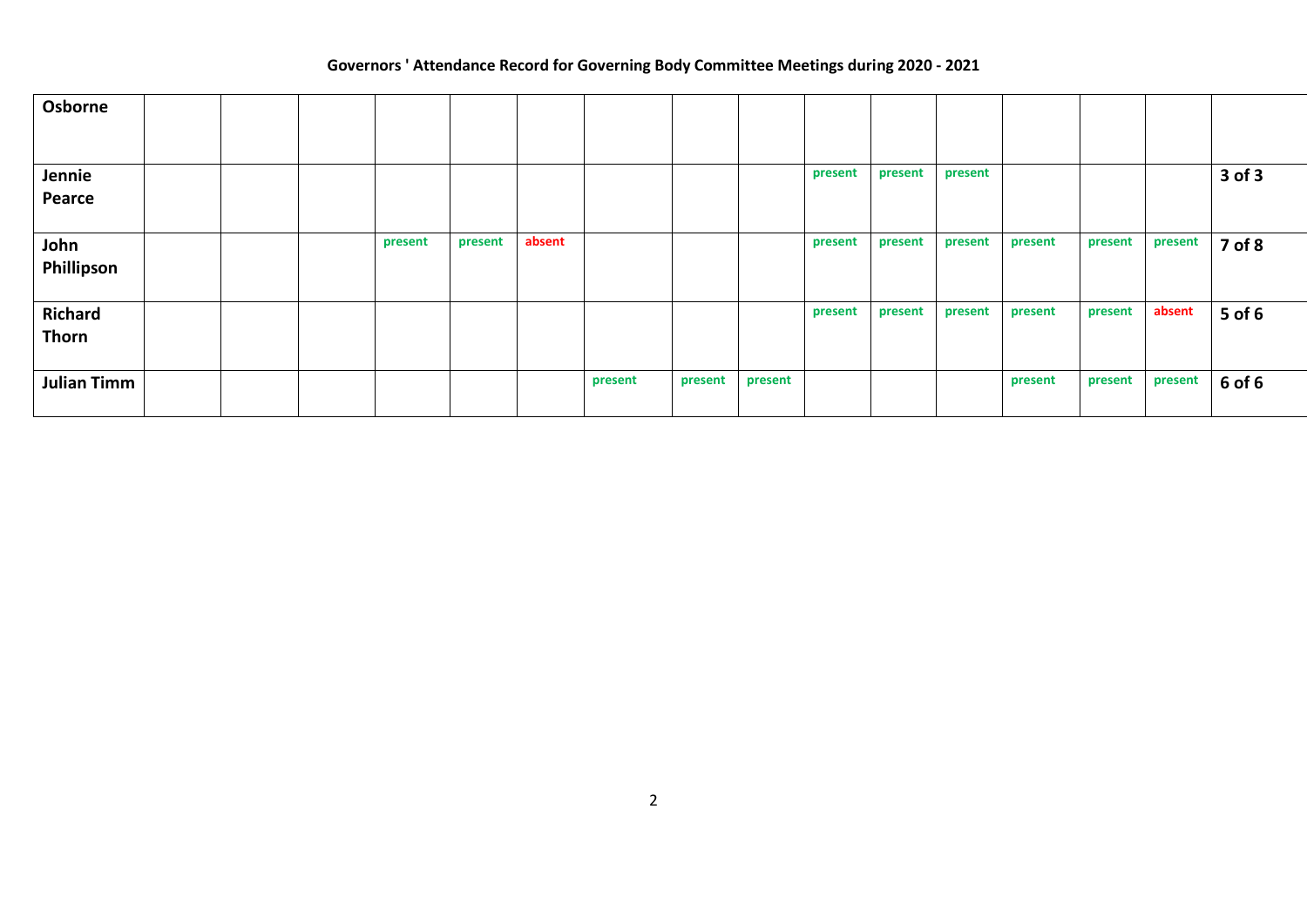**Governors ' Attendance Record for Governing Body Committee Meetings during 2020 - 2021**

| | | | | | | | | | | | | | | | |
|---|---|---|---|---|---|---|---|---|---|---|---|---|---|---|---|
| **Osborne** | | | | | | | | | | | | | | | |
| **Jennie Pearce** | | | | | | | | | present | present | present | | | | **3 of 3** |
| **John Phillipson** | | | present | present | absent | | | | present | present | present | present | present | present | **7 of 8** |
| **Richard Thorn** | | | | | | | | | present | present | present | present | present | absent | **5 of 6** |
| **Julian Timm** | | | | | | present | present | present | | | | present | present | present | **6 of 6** |